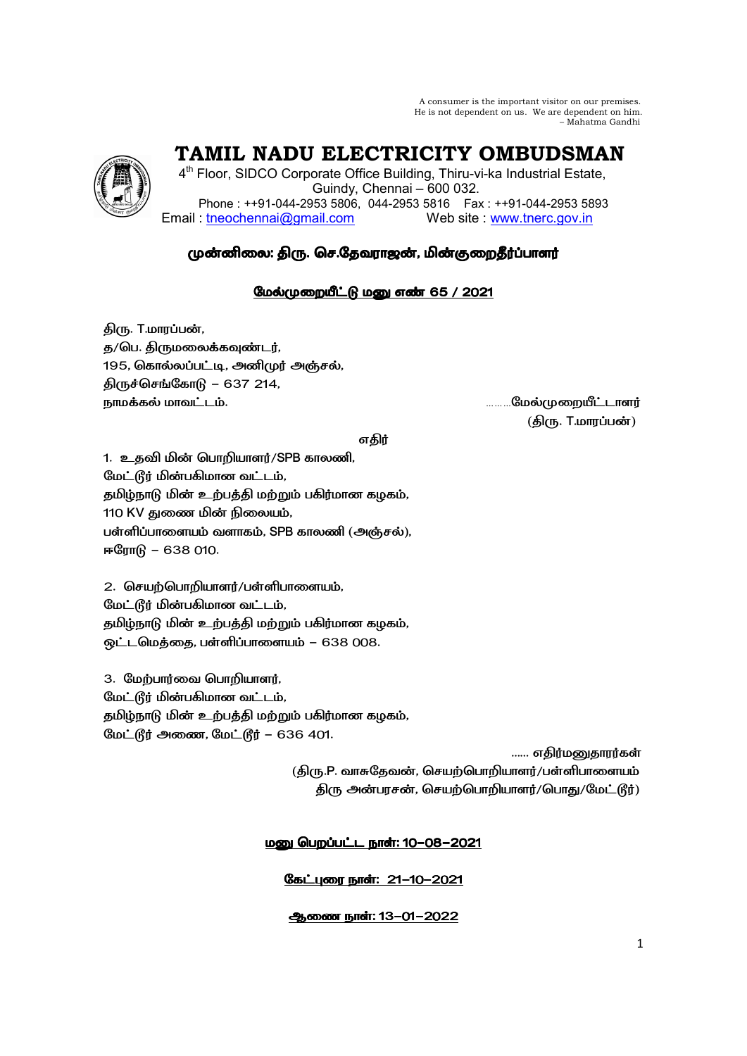A consumer is the important visitor on our premises.
He is not dependent on us. We are dependent on him.
– Mahatma Gandhi

# TAMIL NADU ELECTRICITY OMBUDSMAN

4th Floor, SIDCO Corporate Office Building, Thiru-vi-ka Industrial Estate,
Guindy, Chennai – 600 032.
Phone : ++91-044-2953 5806, 044-2953 5816 Fax : ++91-044-2953 5893
Email : tneochennai@gmail.com Web site : www.tnerc.gov.in

## முன்னிலை: திரு. செ.தேவராஜன், மின்குறைதீர்ப்பாளர்

### மேல்முறையீட்டு மனு எண் 65 / 2021

திரு. T.மாரப்பன்,
த/பெ. திருமலைக்கவுண்டர்,
195, கொல்லப்பட்டி, அனிமுர் அஞ்சல்,
திருச்செங்கோடு – 637 214,
நாமக்கல் மாவட்டம். ………மேல்முறையீட்டாளர்
(திரு. T.மாரப்பன்)

எதிர்

1. உதவி மின் பொறியாளர்/SPB காலனி,
மேட்டூர் மின்பகிமான வட்டம்,
தமிழ்நாடு மின் உற்பத்தி மற்றும் பகிர்மான கழகம்,
110 KV துணை மின் நிலையம்,
பள்ளிப்பாளையம் வளாகம், SPB காலனி (அஞ்சல்),
ஈரோடு – 638 010.

2. செயற்பொறியாளர்/பள்ளிபாளையம்,
மேட்டூர் மின்பகிமான வட்டம்,
தமிழ்நாடு மின் உற்பத்தி மற்றும் பகிர்மான கழகம்,
ஒட்டமெத்தை, பள்ளிப்பாளையம் – 638 008.

3. மேற்பார்வை பொறியாளர்,
மேட்டூர் மின்பகிமான வட்டம்,
தமிழ்நாடு மின் உற்பத்தி மற்றும் பகிர்மான கழகம்,
மேட்டூர் அணை, மேட்டூர் – 636 401.

...... எதிர்மனுதாரர்கள்
(திரு.P. வாசுதேவன், செயற்பொறியாளர்/பள்ளிபாளையம்
திரு அன்பரசன், செயற்பொறியாளர்/பொது/மேட்டூர்)

**மனு பெறப்பட்ட நாள்: 10-08-2021**

**கேட்புரை நாள்: 21-10-2021**

**ஆணை நாள்: 13-01-2022**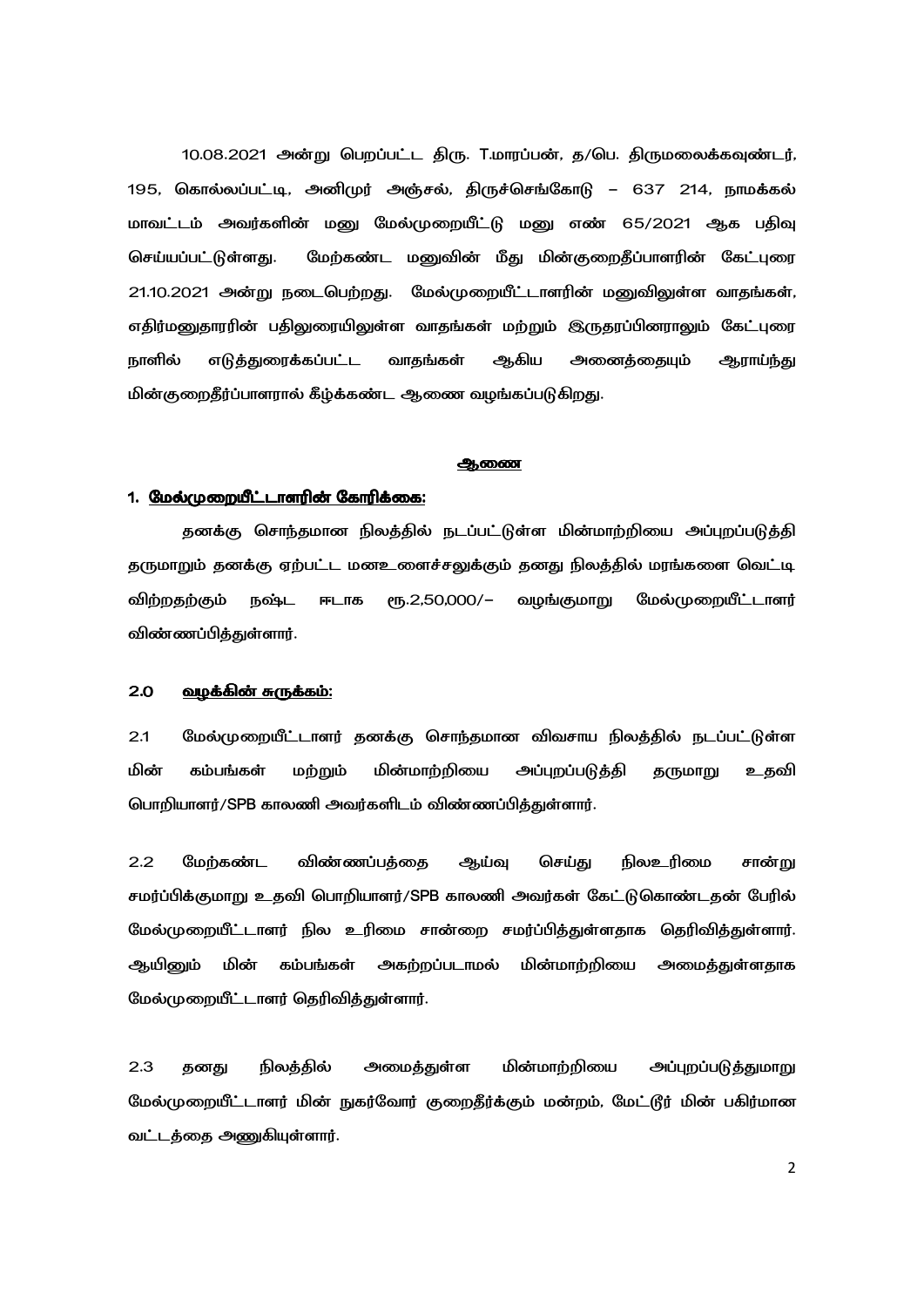10.08.2021 அன்று பெறப்பட்ட திரு. T.மாரப்பன், த/பெ. திருமலைக்கவுண்டர், 195, கொல்லப்பட்டி, அனிமுர் அஞ்சல், திருச்செங்கோடு – 637 214, நாமக்கல் மாவட்டம் அவர்களின் மனு மேல்முறையீட்டு மனு எண் 65/2021 ஆக பதிவு செய்யப்பட்டுள்ளது. மேற்கண்ட மனுவின் மீது மின்குறைதீப்பாளரின் கேட்புரை 21.10.2021 அன்று நடைபெற்றது. மேல்முறையீட்டாளரின் மனுவிலுள்ள வாதங்கள், எதிர்மனுதாரரின் பதிலுரையிலுள்ள வாதங்கள் மற்றும் இருதரப்பினராலும் கேட்புரை நாளில் எடுத்துரைக்கப்பட்ட வாதங்கள் ஆகிய அனைத்தையும் ஆராய்ந்து மின்குறைதீர்ப்பாளரால் கீழ்க்கண்ட ஆணை வழங்கப்படுகிறது.

## <u>ஆணை</u>

### 1. <u>மேல்முறையீட்டாளரின் கோரிக்கை:</u>

தனக்கு சொந்தமான நிலத்தில் நடப்பட்டுள்ள மின்மாற்றியை அப்புறப்படுத்தி தருமாறும் தனக்கு ஏற்பட்ட மனஉளைச்சலுக்கும் தனது நிலத்தில் மரங்களை வெட்டி விற்றதற்கும் நஷ்ட ஈடாக ரூ.2,50,000/– வழங்குமாறு மேல்முறையீட்டாளர் விண்ணப்பித்துள்ளார்.

### 2.0 <u>வழக்கின் சுருக்கம்:</u>

2.1 மேல்முறையீட்டாளர் தனக்கு சொந்தமான விவசாய நிலத்தில் நடப்பட்டுள்ள மின் கம்பங்கள் மற்றும் மின்மாற்றியை அப்புறப்படுத்தி தருமாறு உதவி பொறியாளர்/SPB காலனி அவர்களிடம் விண்ணப்பித்துள்ளார்.

2.2 மேற்கண்ட விண்ணப்பத்தை ஆய்வு செய்து நிலஉரிமை சான்று சமர்ப்பிக்குமாறு உதவி பொறியாளர்/SPB காலனி அவர்கள் கேட்டுகொண்டதன் பேரில் மேல்முறையீட்டாளர் நில உரிமை சான்றை சமர்ப்பித்துள்ளதாக தெரிவித்துள்ளார். ஆயினும் மின் கம்பங்கள் அகற்றப்படாமல் மின்மாற்றியை அமைத்துள்ளதாக மேல்முறையீட்டாளர் தெரிவித்துள்ளார்.

2.3 தனது நிலத்தில் அமைத்துள்ள மின்மாற்றியை அப்புறப்படுத்துமாறு மேல்முறையீட்டாளர் மின் நுகர்வோர் குறைதீர்க்கும் மன்றம், மேட்டூர் மின் பகிர்மான வட்டத்தை அணுகியுள்ளார்.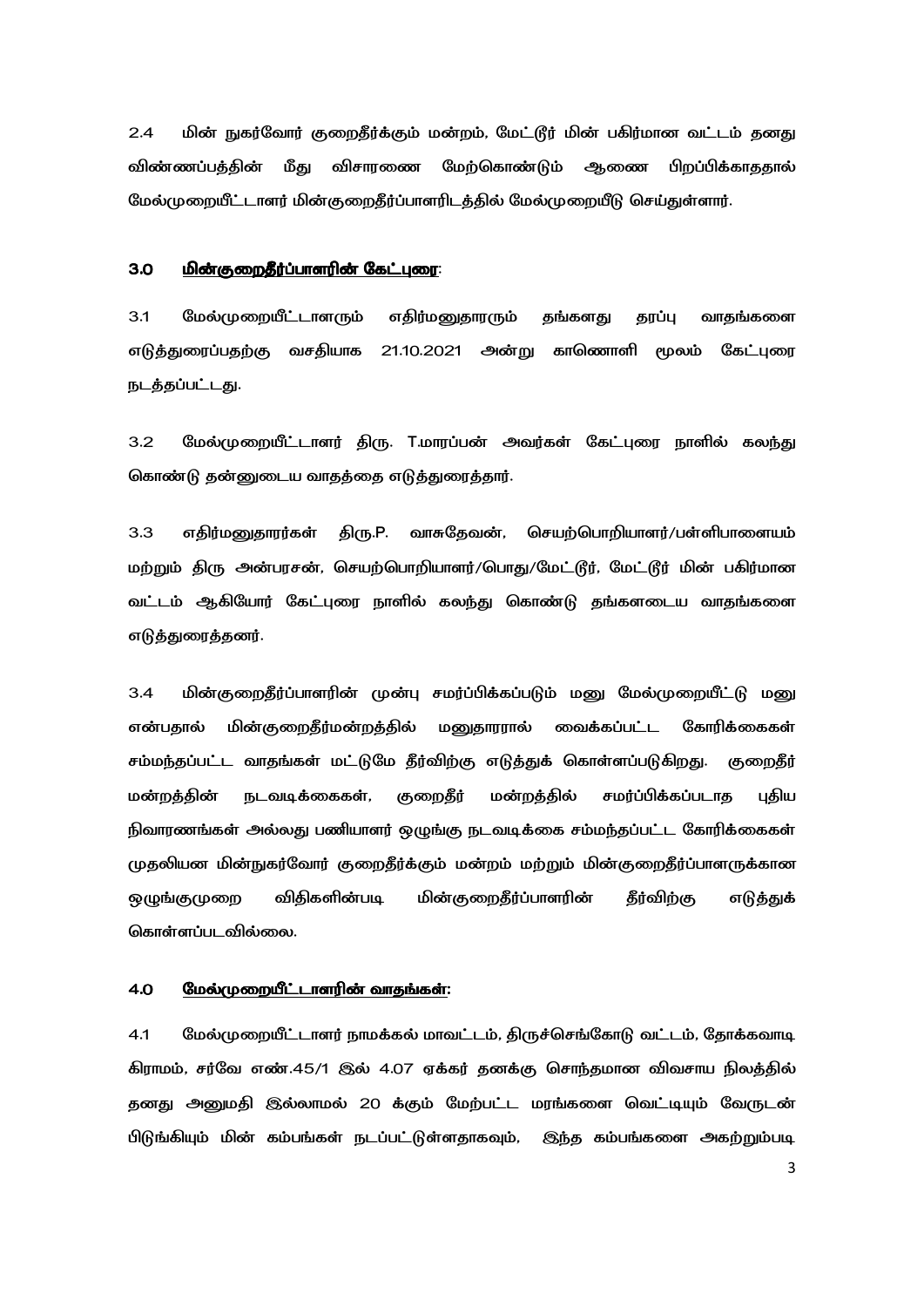2.4 மின் நுகர்வோர் குறைதீர்க்கும் மன்றம், மேட்டூர் மின் பகிர்மான வட்டம் தனது விண்ணப்பத்தின் மீது விசாரணை மேற்கொண்டும் ஆணை பிறப்பிக்காததால் மேல்முறையீட்டாளர் மின்குறைதீர்ப்பாளரிடத்தில் மேல்முறையீடு செய்துள்ளார்.

## 3.0 <u>மின்குறைதீர்ப்பாளரின் கேட்புரை</u>:

3.1 மேல்முறையீட்டாளரும் எதிர்மனுதாரரும் தங்களது தரப்பு வாதங்களை எடுத்துரைப்பதற்கு வசதியாக 21.10.2021 அன்று காணொளி மூலம் கேட்புரை நடத்தப்பட்டது.

3.2 மேல்முறையீட்டாளர் திரு. T.மாரப்பன் அவர்கள் கேட்புரை நாளில் கலந்து கொண்டு தன்னுடைய வாதத்தை எடுத்துரைத்தார்.

3.3 எதிர்மனுதாரர்கள் திரு.P. வாசுதேவன், செயற்பொறியாளர்/பள்ளிபாளையம் மற்றும் திரு அன்பரசன், செயற்பொறியாளர்/பொது/மேட்டூர், மேட்டூர் மின் பகிர்மான வட்டம் ஆகியோர் கேட்புரை நாளில் கலந்து கொண்டு தங்களுடைய வாதங்களை எடுத்துரைத்தனர்.

3.4 மின்குறைதீர்ப்பாளரின் முன்பு சமர்ப்பிக்கப்படும் மனு மேல்முறையீட்டு மனு என்பதால் மின்குறைதீர்மன்றத்தில் மனுதாரரால் வைக்கப்பட்ட கோரிக்கைகள் சம்மந்தப்பட்ட வாதங்கள் மட்டுமே தீர்விற்கு எடுத்துக் கொள்ளப்படுகிறது. குறைதீர் மன்றத்தின் நடவடிக்கைகள், குறைதீர் மன்றத்தில் சமர்ப்பிக்கப்படாத புதிய நிவாரணங்கள் அல்லது பணியாளர் ஒழுங்கு நடவடிக்கை சம்மந்தப்பட்ட கோரிக்கைகள் முதலியன மின்நுகர்வோர் குறைதீர்க்கும் மன்றம் மற்றும் மின்குறைதீர்ப்பாளருக்கான ஒழுங்குமுறை விதிகளின்படி மின்குறைதீர்ப்பாளரின் தீர்விற்கு எடுத்துக் கொள்ளப்படவில்லை.

## 4.0 <u>மேல்முறையீட்டாளரின் வாதங்கள்</u>:

4.1 மேல்முறையீட்டாளர் நாமக்கல் மாவட்டம், திருச்செங்கோடு வட்டம், தோக்கவாடி கிராமம், சர்வே எண்.45/1 இல் 4.07 ஏக்கர் தனக்கு சொந்தமான விவசாய நிலத்தில் தனது அனுமதி இல்லாமல் 20 க்கும் மேற்பட்ட மரங்களை வெட்டியும் வேருடன் பிடுங்கியும் மின் கம்பங்கள் நடப்பட்டுள்ளதாகவும், இந்த கம்பங்களை அகற்றும்படி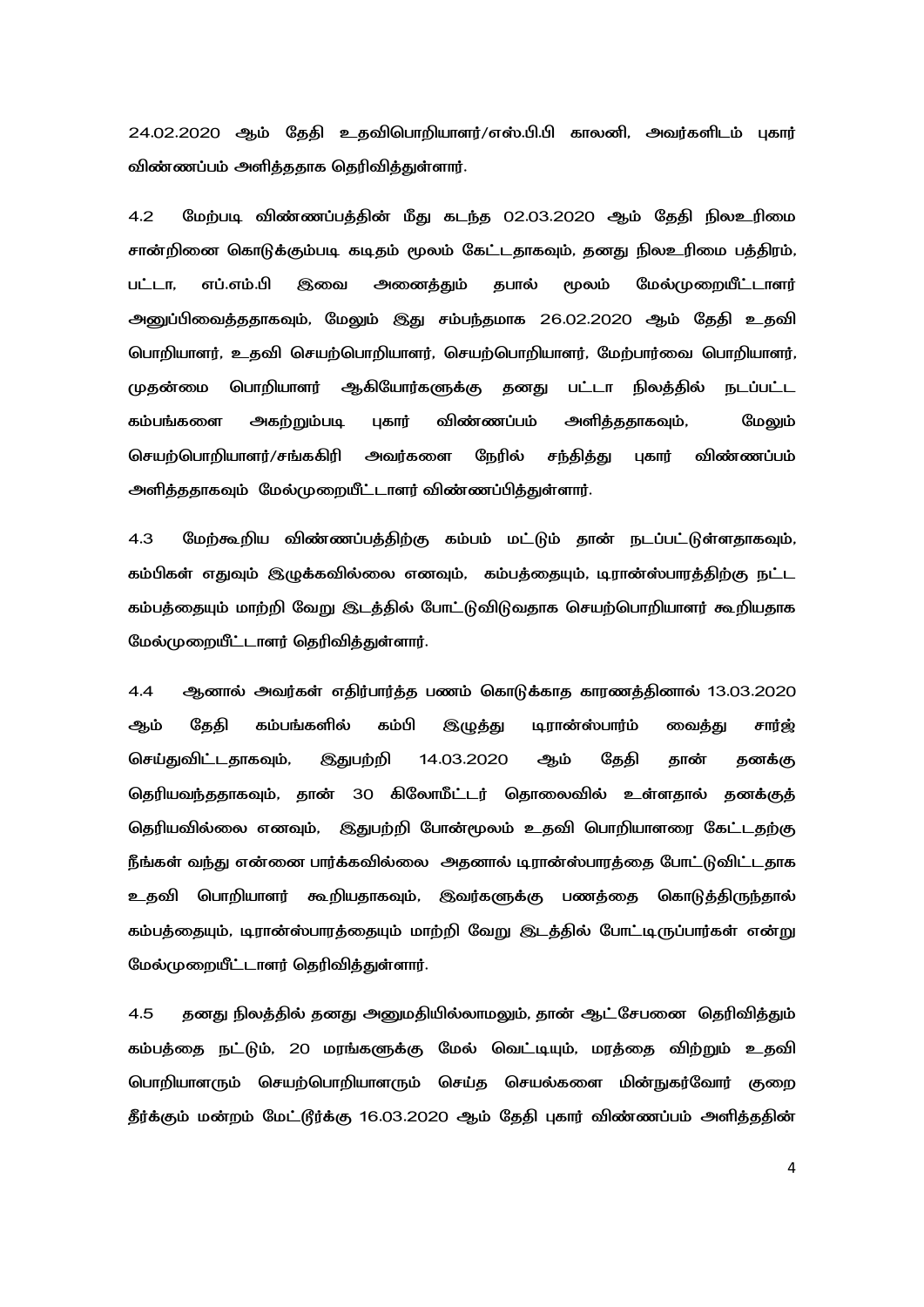24.02.2020 ஆம் தேதி உதவிபொறியாளர்/எஸ்.பி.பி காலனி, அவர்களிடம் புகார் விண்ணப்பம் அளித்ததாக தெரிவித்துள்ளார்.

4.2 மேற்படி விண்ணப்பத்தின் மீது கடந்த 02.03.2020 ஆம் தேதி நிலஉரிமை சான்றினை கொடுக்கும்படி கடிதம் மூலம் கேட்டதாகவும், தனது நிலஉரிமை பத்திரம், பட்டா, எப்.எம்.பி இவை அனைத்தும் தபால் மூலம் மேல்முறையீட்டாளர் அனுப்பிவைத்ததாகவும், மேலும் இது சம்பந்தமாக 26.02.2020 ஆம் தேதி உதவி பொறியாளர், உதவி செயற்பொறியாளர், செயற்பொறியாளர், மேற்பார்வை பொறியாளர், முதன்மை பொறியாளர் ஆகியோர்களுக்கு தனது பட்டா நிலத்தில் நடப்பட்ட கம்பங்களை அகற்றும்படி புகார் விண்ணப்பம் அளித்ததாகவும், மேலும் செயற்பொறியாளர்/சங்கிரி அவர்களை நேரில் சந்தித்து புகார் விண்ணப்பம் அளித்ததாகவும் மேல்முறையீட்டாளர் விண்ணப்பித்துள்ளார்.

4.3 மேற்கூறிய விண்ணப்பத்திற்கு கம்பம் மட்டும் தான் நடப்பட்டுள்ளதாகவும், கம்பிகள் எதுவும் இழுக்கவில்லை எனவும், கம்பத்தையும், டிரான்ஸ்பாரத்திற்கு நட்ட கம்பத்தையும் மாற்றி வேறு இடத்தில் போட்டுவிடுவதாக செயற்பொறியாளர் கூறியதாக மேல்முறையீட்டாளர் தெரிவித்துள்ளார்.

4.4 ஆனால் அவர்கள் எதிர்பார்த்த பணம் கொடுக்காத காரணத்தினால் 13.03.2020 ஆம் தேதி கம்பங்களில் கம்பி இழுத்து டிரான்ஸ்பார்ம் வைத்து சார்ஜ் செய்துவிட்டதாகவும், இதுபற்றி 14.03.2020 ஆம் தேதி தான் தனக்கு தெரியவந்ததாகவும், தான் 30 கிலோமீட்டர் தொலைவில் உள்ளதால் தனக்குத் தெரியவில்லை எனவும், இதுபற்றி போன்மூலம் உதவி பொறியாளரை கேட்டதற்கு நீங்கள் வந்து என்னை பார்க்கவில்லை அதனால் டிரான்ஸ்பாரத்தை போட்டுவிட்டதாக உதவி பொறியாளர் கூறியதாகவும், இவர்களுக்கு பணத்தை கொடுத்திருந்தால் கம்பத்தையும், டிரான்ஸ்பாரத்தையும் மாற்றி வேறு இடத்தில் போட்டிருப்பார்கள் என்று மேல்முறையீட்டாளர் தெரிவித்துள்ளார்.

4.5 தனது நிலத்தில் தனது அனுமதியில்லாமலும், தான் ஆட்சேபனை தெரிவித்தும் கம்பத்தை நட்டும், 20 மரங்களுக்கு மேல் வெட்டியும், மரத்தை விற்றும் உதவி பொறியாளரும் செயற்பொறியாளரும் செய்த செயல்களை மின்நுகர்வோர் குறை தீர்க்கும் மன்றம் மேட்டூர்க்கு 16.03.2020 ஆம் தேதி புகார் விண்ணப்பம் அளித்ததின்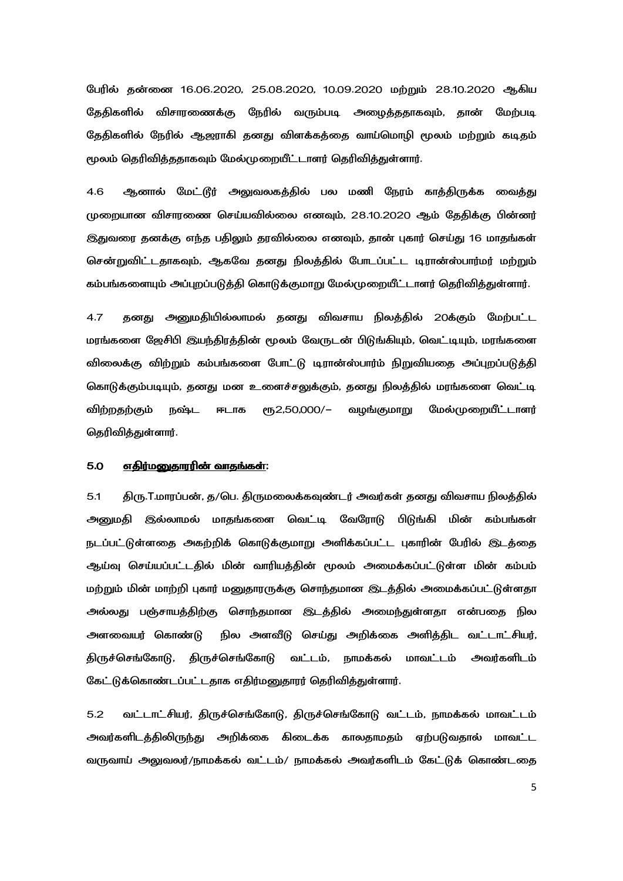பேரில் தன்னை 16.06.2020, 25.08.2020, 10.09.2020 மற்றும் 28.10.2020 ஆகிய தேதிகளில் விசாரணைக்கு நேரில் வரும்படி அழைத்ததாகவும், தான் மேற்படி தேதிகளில் நேரில் ஆஜராகி தனது விளக்கத்தை வாய்மொழி மூலம் மற்றும் கடிதம் மூலம் தெரிவித்ததாகவும் மேல்முறையீட்டாளர் தெரிவித்துள்ளார்.

4.6 ஆனால் மேட்டூர் அலுவலகத்தில் பல மணி நேரம் காத்திருக்க வைத்து முறையான விசாரணை செய்யவில்லை எனவும், 28.10.2020 ஆம் தேதிக்கு பின்னர் இதுவரை தனக்கு எந்த பதிலும் தரவில்லை எனவும், தான் புகார் செய்து 16 மாதங்கள் சென்றுவிட்டதாகவும், ஆகவே தனது நிலத்தில் போடப்பட்ட டிரான்ஸ்பார்மர் மற்றும் கம்பங்களையும் அப்புறப்படுத்தி கொடுக்குமாறு மேல்முறையீட்டாளர் தெரிவித்துள்ளார்.

4.7 தனது அனுமதியில்லாமல் தனது விவசாய நிலத்தில் 20க்கும் மேற்பட்ட மரங்களை ஜேசிபி இயந்திரத்தின் மூலம் வேருடன் பிடுங்கியும், வெட்டியும், மரங்களை விலைக்கு விற்றும் கம்பங்களை போட்டு டிரான்ஸ்பார்ம் நிறுவியதை அப்புறப்படுத்தி கொடுக்கும்படியும், தனது மன உளைச்சலுக்கும், தனது நிலத்தில் மரங்களை வெட்டி விற்றதற்கும் நஷ்ட ஈடாக ரூ2,50,000/- வழங்குமாறு மேல்முறையீட்டாளர் தெரிவித்துள்ளார்.

## 5.0 <u>எதிர்மனுதாரரின் வாதங்கள்:</u>

5.1 திரு.T.மாரப்பன், த/பெ. திருமலைக்கவுண்டர் அவர்கள் தனது விவசாய நிலத்தில் அனுமதி இல்லாமல் மாதங்களை வெட்டி வேரோடு பிடுங்கி மின் கம்பங்கள் நடப்பட்டுள்ளதை அகற்றிக் கொடுக்குமாறு அளிக்கப்பட்ட புகாரின் பேரில் இடத்தை ஆய்வு செய்யப்பட்டதில் மின் வாரியத்தின் மூலம் அமைக்கப்பட்டுள்ள மின் கம்பம் மற்றும் மின் மாற்றி புகார் மனுதாரருக்கு சொந்தமான இடத்தில் அமைக்கப்பட்டுள்ளதா அல்லது பஞ்சாயத்திற்கு சொந்தமான இடத்தில் அமைந்துள்ளதா என்பதை நில அளவையர் கொண்டு நில அளவீடு செய்து அறிக்கை அளித்திட வட்டாட்சியர், திருச்செங்கோடு, திருச்செங்கோடு வட்டம், நாமக்கல் மாவட்டம் அவர்களிடம் கேட்டுக்கொண்டப்பட்டதாக எதிர்மனுதாரர் தெரிவித்துள்ளார்.

5.2 வட்டாட்சியர், திருச்செங்கோடு, திருச்செங்கோடு வட்டம், நாமக்கல் மாவட்டம் அவர்களிடத்திலிருந்து அறிக்கை கிடைக்க காலதாமதம் ஏற்படுவதால் மாவட்ட வருவாய் அலுவலர்/நாமக்கல் வட்டம்/ நாமக்கல் அவர்களிடம் கேட்டுக் கொண்டதை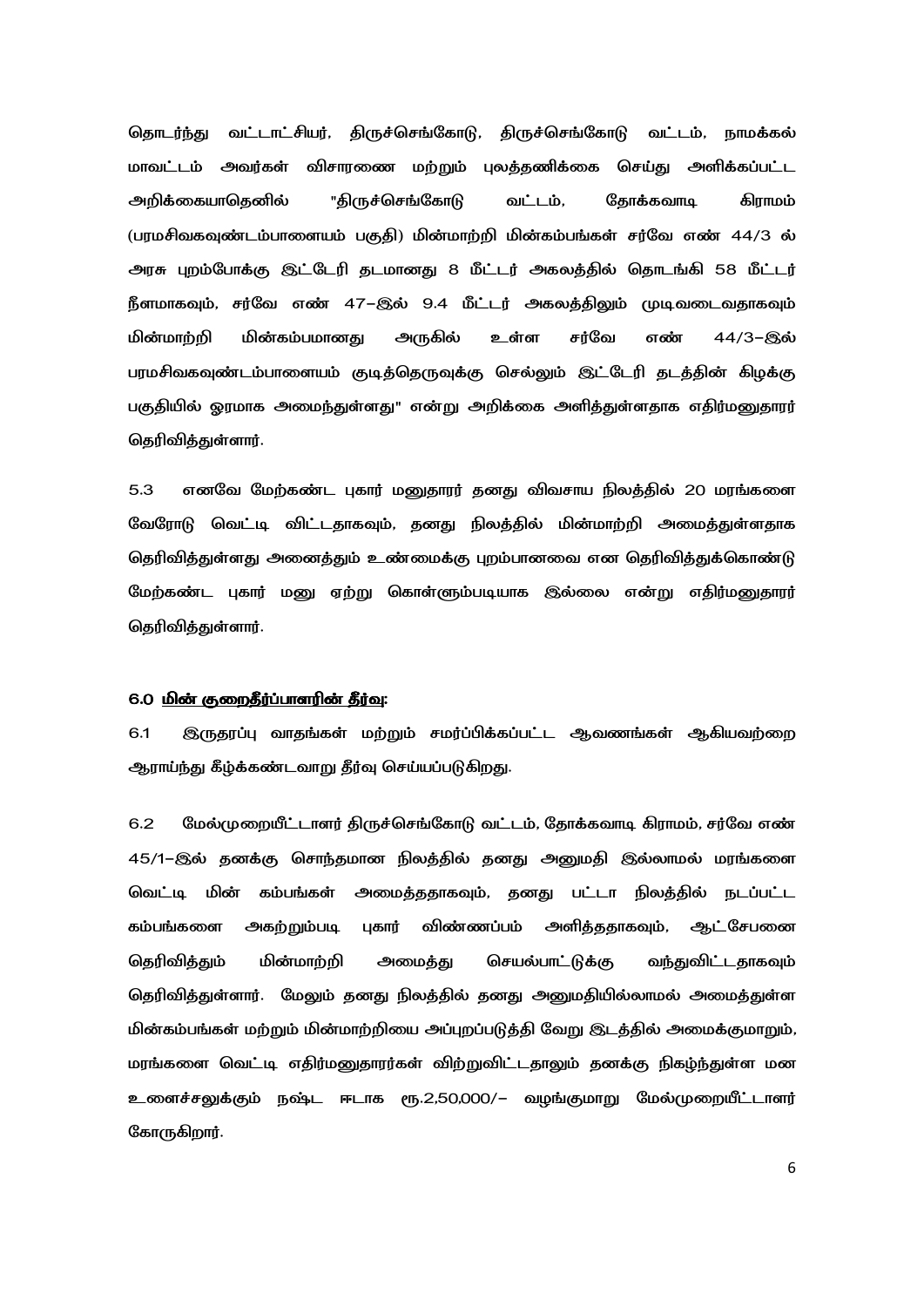தொடர்ந்து வட்டாட்சியர், திருச்செங்கோடு, திருச்செங்கோடு வட்டம், நாமக்கல் மாவட்டம் அவர்கள் விசாரணை மற்றும் புலத்தணிக்கை செய்து அளிக்கப்பட்ட அறிக்கையாதெனில் "திருச்செங்கோடு வட்டம், தோக்கவாடி கிராமம் (பரமசிவகவுண்டம்பாளையம் பகுதி) மின்மாற்றி மின்கம்பங்கள் சர்வே எண் 44/3 ல் அரசு புறம்போக்கு இட்டேரி தடமானது 8 மீட்டர் அகலத்தில் தொடங்கி 58 மீட்டர் நீளமாகவும், சர்வே எண் 47–இல் 9.4 மீட்டர் அகலத்திலும் முடிவடைவதாகவும் மின்மாற்றி மின்கம்பமானது அருகில் உள்ள சர்வே எண் 44/3–இல் பரமசிவகவுண்டம்பாளையம் குடித்தெருவுக்கு செல்லும் இட்டேரி தடத்தின் கிழக்கு பகுதியில் ஓரமாக அமைந்துள்ளது" என்று அறிக்கை அளித்துள்ளதாக எதிர்மனுதாரர் தெரிவித்துள்ளார்.

5.3 எனவே மேற்கண்ட புகார் மனுதாரர் தனது விவசாய நிலத்தில் 20 மரங்களை வேரோடு வெட்டி விட்டதாகவும், தனது நிலத்தில் மின்மாற்றி அமைத்துள்ளதாக தெரிவித்துள்ளது அனைத்தும் உண்மைக்கு புறம்பானவை என தெரிவித்துக்கொண்டு மேற்கண்ட புகார் மனு ஏற்று கொள்ளும்படியாக இல்லை என்று எதிர்மனுதாரர் தெரிவித்துள்ளார்.

### 6.0 <u>மின் குறைதீர்ப்பாளரின் தீர்வு</u>:

6.1 இருதரப்பு வாதங்கள் மற்றும் சமர்ப்பிக்கப்பட்ட ஆவணங்கள் ஆகியவற்றை ஆராய்ந்து கீழ்க்கண்டவாறு தீர்வு செய்யப்படுகிறது.

6.2 மேல்முறையீட்டாளர் திருச்செங்கோடு வட்டம், தோக்கவாடி கிராமம், சர்வே எண் 45/1–இல் தனக்கு சொந்தமான நிலத்தில் தனது அனுமதி இல்லாமல் மரங்களை வெட்டி மின் கம்பங்கள் அமைத்ததாகவும், தனது பட்டா நிலத்தில் நடப்பட்ட கம்பங்களை அகற்றும்படி புகார் விண்ணப்பம் அளித்ததாகவும், ஆட்சேபனை தெரிவித்தும் மின்மாற்றி அமைத்து செயல்பாட்டுக்கு வந்துவிட்டதாகவும் தெரிவித்துள்ளார். மேலும் தனது நிலத்தில் தனது அனுமதியில்லாமல் அமைத்துள்ள மின்கம்பங்கள் மற்றும் மின்மாற்றியை அப்புறப்படுத்தி வேறு இடத்தில் அமைக்குமாறும், மரங்களை வெட்டி எதிர்மனுதாரர்கள் விற்றுவிட்டதாலும் தனக்கு நிகழ்ந்துள்ள மன உளைச்சலுக்கும் நஷ்ட ஈடாக ரூ.2,50,000/– வழங்குமாறு மேல்முறையீட்டாளர் கோருகிறார்.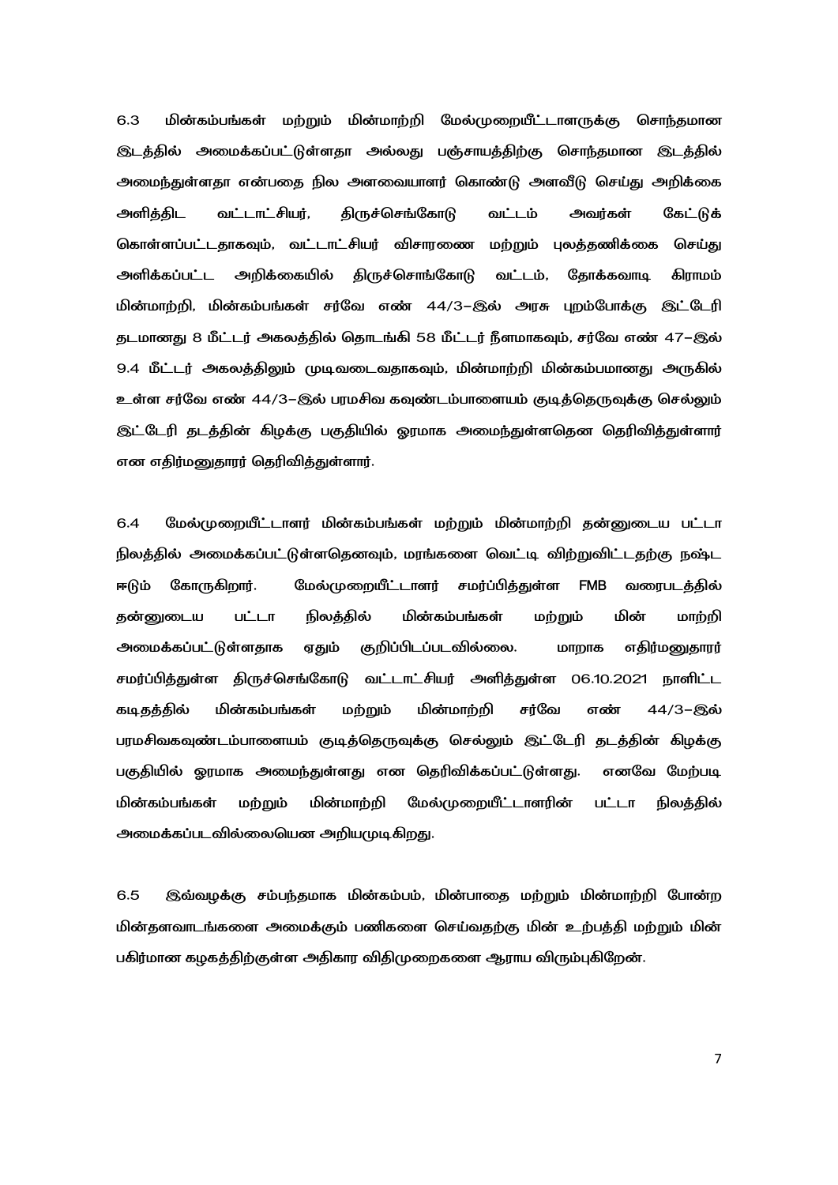6.3 மின்கம்பங்கள் மற்றும் மின்மாற்றி மேல்முறையீட்டாளருக்கு சொந்தமான இடத்தில் அமைக்கப்பட்டுள்ளதா அல்லது பஞ்சாயத்திற்கு சொந்தமான இடத்தில் அமைந்துள்ளதா என்பதை நில அளவையாளர் கொண்டு அளவீடு செய்து அறிக்கை அளித்திட வட்டாட்சியர், திருச்செங்கோடு வட்டம் அவர்கள் கேட்டுக் கொள்ளப்பட்டதாகவும், வட்டாட்சியர் விசாரணை மற்றும் புலத்தணிக்கை செய்து அளிக்கப்பட்ட அறிக்கையில் திருச்சொங்கோடு வட்டம், தோக்கவாடி கிராமம் மின்மாற்றி, மின்கம்பங்கள் சர்வே எண் 44/3–இல் அரசு புறம்போக்கு இட்டேரி தடமானது 8 மீட்டர் அகலத்தில் தொடங்கி 58 மீட்டர் நீளமாகவும், சர்வே எண் 47–இல் 9.4 மீட்டர் அகலத்திலும் முடிவடைவதாகவும், மின்மாற்றி மின்கம்பமானது அருகில் உள்ள சர்வே எண் 44/3–இல் பரமசிவ கவுண்டம்பாளையம் குடித்தெருவுக்கு செல்லும் இட்டேரி தடத்தின் கிழக்கு பகுதியில் ஓரமாக அமைந்துள்ளதென தெரிவித்துள்ளார் என எதிர்மனுதாரர் தெரிவித்துள்ளார்.

6.4 மேல்முறையீட்டாளர் மின்கம்பங்கள் மற்றும் மின்மாற்றி தன்னுடைய பட்டா நிலத்தில் அமைக்கப்பட்டுள்ளதெனவும், மரங்களை வெட்டி விற்றுவிட்டதற்கு நஷ்ட ஈடும் கோருகிறார். மேல்முறையீட்டாளர் சமர்ப்பித்துள்ள FMB வரைபடத்தில் தன்னுடைய பட்டா நிலத்தில் மின்கம்பங்கள் மற்றும் மின் மாற்றி அமைக்கப்பட்டுள்ளதாக ஏதும் குறிப்பிடப்படவில்லை. மாறாக எதிர்மனுதாரர் சமர்ப்பித்துள்ள திருச்செங்கோடு வட்டாட்சியர் அளித்துள்ள 06.10.2021 நாளிட்ட கடிதத்தில் மின்கம்பங்கள் மற்றும் மின்மாற்றி சர்வே எண் 44/3–இல் பரமசிவகவுண்டம்பாளையம் குடித்தெருவுக்கு செல்லும் இட்டேரி தடத்தின் கிழக்கு பகுதியில் ஓரமாக அமைந்துள்ளது என தெரிவிக்கப்பட்டுள்ளது. எனவே மேற்படி மின்கம்பங்கள் மற்றும் மின்மாற்றி மேல்முறையீட்டாளரின் பட்டா நிலத்தில் அமைக்கப்படவில்லையென அறியமுடிகிறது.

6.5 இவ்வழக்கு சம்பந்தமாக மின்கம்பம், மின்பாதை மற்றும் மின்மாற்றி போன்ற மின்தளவாடங்களை அமைக்கும் பணிகளை செய்வதற்கு மின் உற்பத்தி மற்றும் மின் பகிர்மான கழகத்திற்குள்ள அதிகார விதிமுறைகளை ஆராய விரும்புகிறேன்.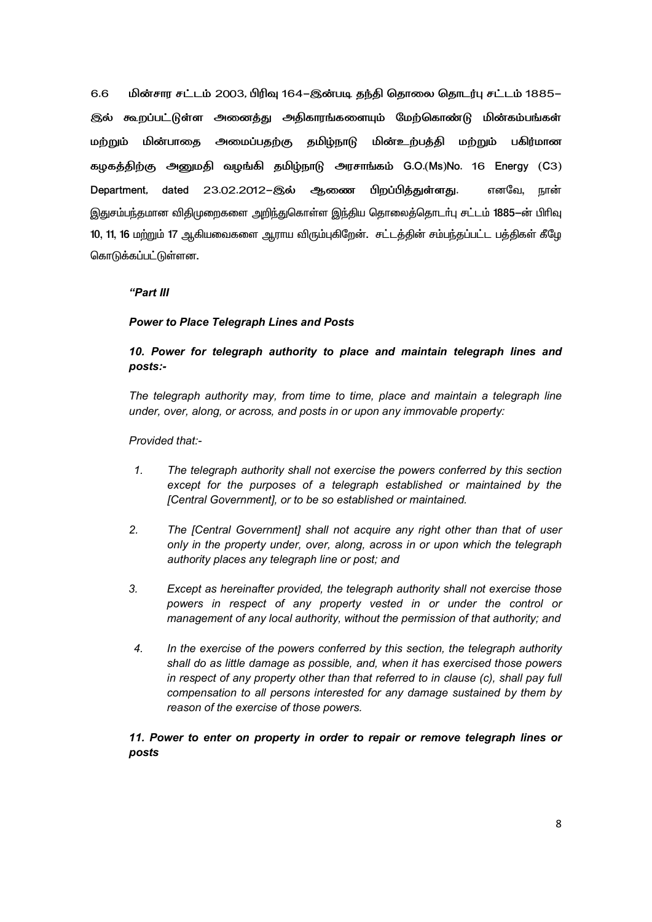6.6 மின்சார சட்டம் 2003, பிரிவு 164–இன்படி தந்தி தொலை தொடர்பு சட்டம் 1885–இல் கூறப்பட்டுள்ள அனைத்து அதிகாரங்களையும் மேற்கொண்டு மின்கம்பங்கள் மற்றும் மின்பாதை அமைப்பதற்கு தமிழ்நாடு மின்உற்பத்தி மற்றும் பகிர்மான கழகத்திற்கு அனுமதி வழங்கி தமிழ்நாடு அரசாங்கம் G.O.(Ms)No. 16 Energy (C3) Department, dated 23.02.2012–இல் ஆணை பிறப்பித்துள்ளது. எனவே, நான் இதுசம்பந்தமான விதிமுறைகளை அறிந்துகொள்ள இந்திய தொலைத்தொடர்பு சட்டம் 1885–ன் பிரிவு 10, 11, 16 மற்றும் 17 ஆகியவைகளை ஆராய விரும்புகிறேன். சட்டத்தின் சம்பந்தப்பட்ட பத்திகள் கீழே கொடுக்கப்பட்டுள்ளன.

***"Part III***

***Power to Place Telegraph Lines and Posts***

***10. Power for telegraph authority to place and maintain telegraph lines and posts:-***

*The telegraph authority may, from time to time, place and maintain a telegraph line under, over, along, or across, and posts in or upon any immovable property:*

*Provided that:-*

1. *The telegraph authority shall not exercise the powers conferred by this section except for the purposes of a telegraph established or maintained by the [Central Government], or to be so established or maintained.*

2. *The [Central Government] shall not acquire any right other than that of user only in the property under, over, along, across in or upon which the telegraph authority places any telegraph line or post; and*

3. *Except as hereinafter provided, the telegraph authority shall not exercise those powers in respect of any property vested in or under the control or management of any local authority, without the permission of that authority; and*

4. *In the exercise of the powers conferred by this section, the telegraph authority shall do as little damage as possible, and, when it has exercised those powers in respect of any property other than that referred to in clause (c), shall pay full compensation to all persons interested for any damage sustained by them by reason of the exercise of those powers.*

***11. Power to enter on property in order to repair or remove telegraph lines or posts***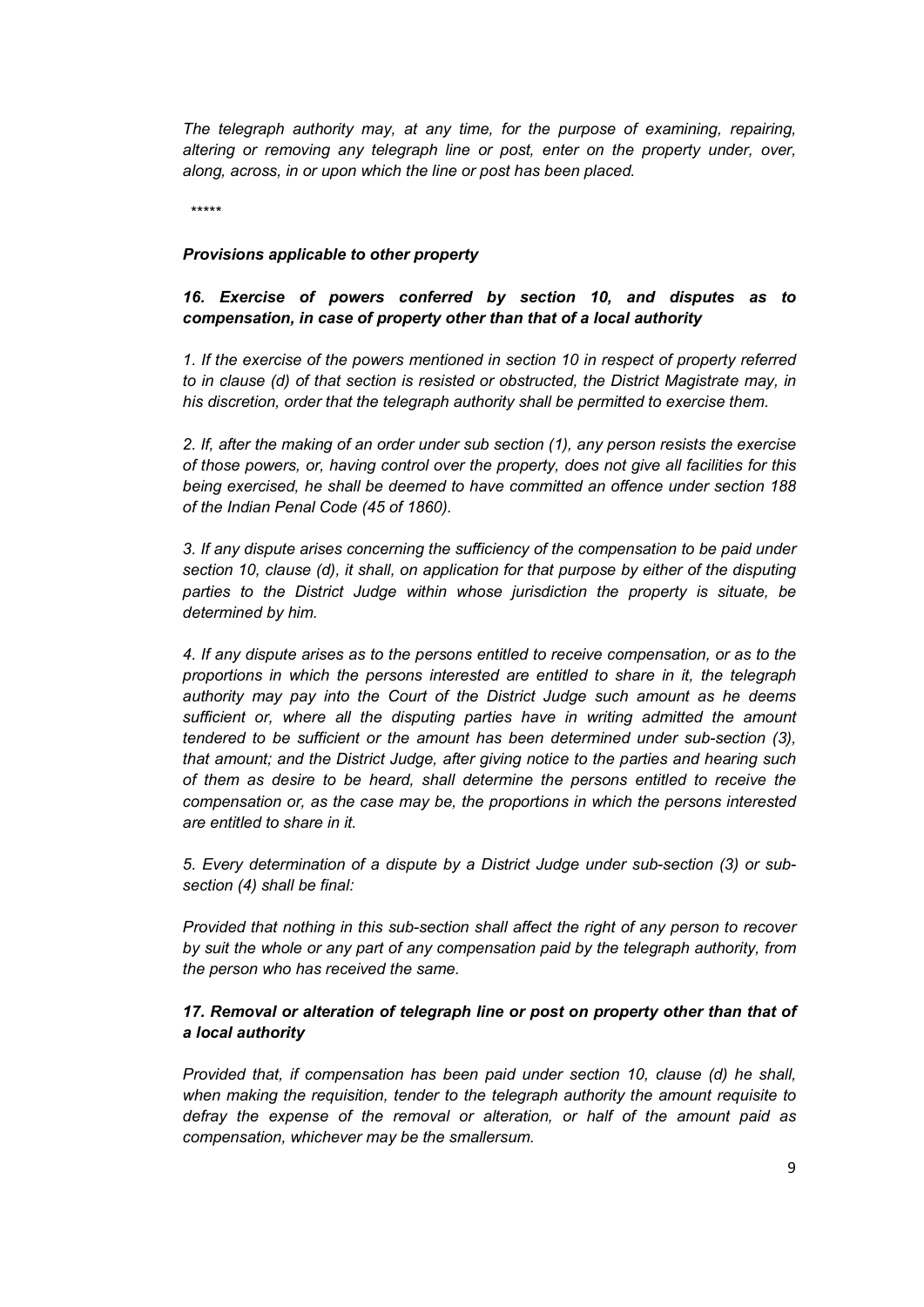*The telegraph authority may, at any time, for the purpose of examining, repairing, altering or removing any telegraph line or post, enter on the property under, over, along, across, in or upon which the line or post has been placed.*

*\*\*\*\*\**

***Provisions applicable to other property***

***16. Exercise of powers conferred by section 10, and disputes as to compensation, in case of property other than that of a local authority***

*1. If the exercise of the powers mentioned in section 10 in respect of property referred to in clause (d) of that section is resisted or obstructed, the District Magistrate may, in his discretion, order that the telegraph authority shall be permitted to exercise them.*

*2. If, after the making of an order under sub section (1), any person resists the exercise of those powers, or, having control over the property, does not give all facilities for this being exercised, he shall be deemed to have committed an offence under section 188 of the Indian Penal Code (45 of 1860).*

*3. If any dispute arises concerning the sufficiency of the compensation to be paid under section 10, clause (d), it shall, on application for that purpose by either of the disputing parties to the District Judge within whose jurisdiction the property is situate, be determined by him.*

*4. If any dispute arises as to the persons entitled to receive compensation, or as to the proportions in which the persons interested are entitled to share in it, the telegraph authority may pay into the Court of the District Judge such amount as he deems sufficient or, where all the disputing parties have in writing admitted the amount tendered to be sufficient or the amount has been determined under sub-section (3), that amount; and the District Judge, after giving notice to the parties and hearing such of them as desire to be heard, shall determine the persons entitled to receive the compensation or, as the case may be, the proportions in which the persons interested are entitled to share in it.*

*5. Every determination of a dispute by a District Judge under sub-section (3) or sub-section (4) shall be final:*

*Provided that nothing in this sub-section shall affect the right of any person to recover by suit the whole or any part of any compensation paid by the telegraph authority, from the person who has received the same.*

***17. Removal or alteration of telegraph line or post on property other than that of a local authority***

*Provided that, if compensation has been paid under section 10, clause (d) he shall, when making the requisition, tender to the telegraph authority the amount requisite to defray the expense of the removal or alteration, or half of the amount paid as compensation, whichever may be the smallersum.*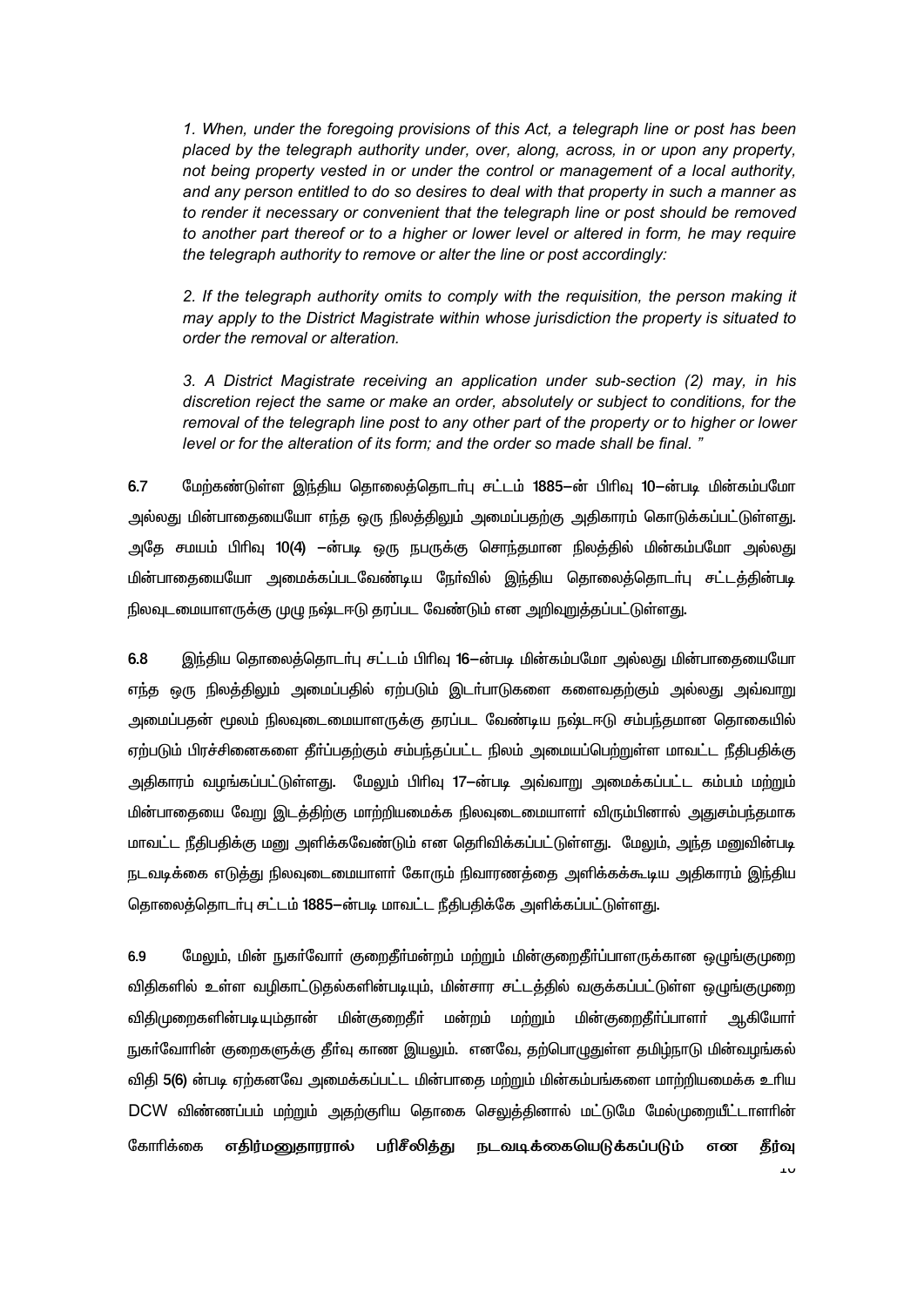*1. When, under the foregoing provisions of this Act, a telegraph line or post has been placed by the telegraph authority under, over, along, across, in or upon any property, not being property vested in or under the control or management of a local authority, and any person entitled to do so desires to deal with that property in such a manner as to render it necessary or convenient that the telegraph line or post should be removed to another part thereof or to a higher or lower level or altered in form, he may require the telegraph authority to remove or alter the line or post accordingly:*

*2. If the telegraph authority omits to comply with the requisition, the person making it may apply to the District Magistrate within whose jurisdiction the property is situated to order the removal or alteration.*

*3. A District Magistrate receiving an application under sub-section (2) may, in his discretion reject the same or make an order, absolutely or subject to conditions, for the removal of the telegraph line post to any other part of the property or to higher or lower level or for the alteration of its form; and the order so made shall be final. "*

**6.7** மேற்கண்டுள்ள இந்திய தொலைத்தொடர்பு சட்டம் 1885–ன் பிரிவு 10–ன்படி மின்கம்பமோ அல்லது மின்பாதையையோ எந்த ஒரு நிலத்திலும் அமைப்பதற்கு அதிகாரம் கொடுக்கப்பட்டுள்ளது. அதே சமயம் பிரிவு 10(4) –ன்படி ஒரு நபருக்கு சொந்தமான நிலத்தில் மின்கம்பமோ அல்லது மின்பாதையையோ அமைக்கப்படவேண்டிய நேர்வில் இந்திய தொலைத்தொடர்பு சட்டத்தின்படி நிலவுடமையாளருக்கு முழு நஷ்டஈடு தரப்பட வேண்டும் என அறிவுறுத்தப்பட்டுள்ளது.

**6.8** இந்திய தொலைத்தொடர்பு சட்டம் பிரிவு 16–ன்படி மின்கம்பமோ அல்லது மின்பாதையையோ எந்த ஒரு நிலத்திலும் அமைப்பதில் ஏற்படும் இடர்பாடுகளை களைவதற்கும் அல்லது அவ்வாறு அமைப்பதன் மூலம் நிலவுடைமையாளருக்கு தரப்பட வேண்டிய நஷ்டஈடு சம்பந்தமான தொகையில் ஏற்படும் பிரச்சினைகளை தீர்ப்பதற்கும் சம்பந்தப்பட்ட நிலம் அமையப்பெற்றுள்ள மாவட்ட நீதிபதிக்கு அதிகாரம் வழங்கப்பட்டுள்ளது. மேலும் பிரிவு 17–ன்படி அவ்வாறு அமைக்கப்பட்ட கம்பம் மற்றும் மின்பாதையை வேறு இடத்திற்கு மாற்றியமைக்க நிலவுடைமையாளர் விரும்பினால் அதுசம்பந்தமாக மாவட்ட நீதிபதிக்கு மனு அளிக்கவேண்டும் என தெரிவிக்கப்பட்டுள்ளது. மேலும், அந்த மனுவின்படி நடவடிக்கை எடுத்து நிலவுடைமையாளர் கோரும் நிவாரணத்தை அளிக்கக்கூடிய அதிகாரம் இந்திய தொலைத்தொடர்பு சட்டம் 1885–ன்படி மாவட்ட நீதிபதிக்கே அளிக்கப்பட்டுள்ளது.

**6.9** மேலும், மின் நுகர்வோர் குறைதீர்மன்றம் மற்றும் மின்குறைதீர்ப்பாளருக்கான ஒழுங்குமுறை விதிகளில் உள்ள வழிகாட்டுதல்களின்படியும், மின்சார சட்டத்தில் வகுக்கப்பட்டுள்ள ஒழுங்குமுறை விதிமுறைகளின்படியும்தான் மின்குறைதீர் மன்றம் மற்றும் மின்குறைதீர்ப்பாளர் ஆகியோர் நுகர்வோரின் குறைகளுக்கு தீர்வு காண இயலும். எனவே, தற்பொழுதுள்ள தமிழ்நாடு மின்வழங்கல் விதி 5(6) ன்படி ஏற்கனவே அமைக்கப்பட்ட மின்பாதை மற்றும் மின்கம்பங்களை மாற்றியமைக்க உரிய DCW விண்ணப்பம் மற்றும் அதற்குரிய தொகை செலுத்தினால் மட்டுமே மேல்முறையீட்டாளரின் கோரிக்கை **எதிர்மனுதாரரால் பரிசீலித்து நடவடிக்கையெடுக்கப்படும் என தீர்வு**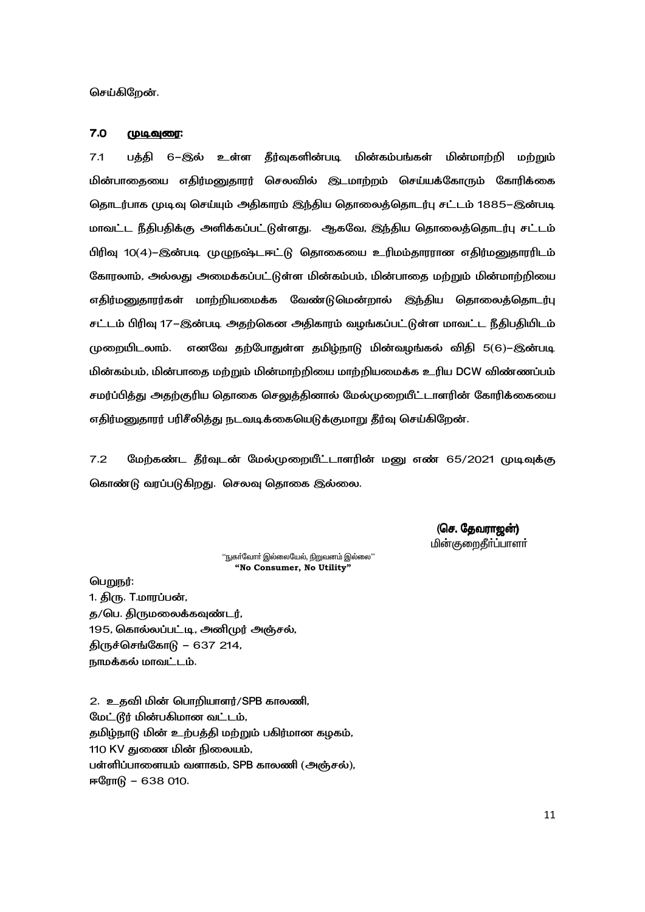செய்கிறேன்.

### 7.0 முடிவுரை:

7.1 பத்தி 6–இல் உள்ள தீர்வுகளின்படி மின்கம்பங்கள் மின்மாற்றி மற்றும் மின்பாதையை எதிர்மனுதாரர் செலவில் இடமாற்றம் செய்யக்கோரும் கோரிக்கை தொடர்பாக முடிவு செய்யும் அதிகாரம் இந்திய தொலைத்தொடர்பு சட்டம் 1885–இன்படி மாவட்ட நீதிபதிக்கு அளிக்கப்பட்டுள்ளது. ஆகவே, இந்திய தொலைத்தொடர்பு சட்டம் பிரிவு 10(4)–இன்படி முழுநஷ்டஈட்டு தொகையை உரிமம்தாரரான எதிர்மனுதாரரிடம் கோரலாம், அல்லது அமைக்கப்பட்டுள்ள மின்கம்பம், மின்பாதை மற்றும் மின்மாற்றியை எதிர்மனுதாரர்கள் மாற்றியமைக்க வேண்டுமென்றால் இந்திய தொலைத்தொடர்பு சட்டம் பிரிவு 17–இன்படி அதற்கென அதிகாரம் வழங்கப்பட்டுள்ள மாவட்ட நீதிபதியிடம் முறையிடலாம். எனவே தற்போதுள்ள தமிழ்நாடு மின்வழங்கல் விதி 5(6)–இன்படி மின்கம்பம், மின்பாதை மற்றும் மின்மாற்றியை மாற்றியமைக்க உரிய DCW விண்ணப்பம் சமர்ப்பித்து அதற்குரிய தொகை செலுத்தினால் மேல்முறையீட்டாளரின் கோரிக்கையை எதிர்மனுதாரர் பரிசீலித்து நடவடிக்கையெடுக்குமாறு தீர்வு செய்கிறேன்.

7.2 மேற்கண்ட தீர்வுடன் மேல்முறையீட்டாளரின் மனு எண் 65/2021 முடிவுக்கு கொண்டு வரப்படுகிறது. செலவு தொகை இல்லை.

**(செ. தேவராஜன்)**
மின்குறைதீர்ப்பாளர்

"நுகர்வோர் இல்லையேல், நிறுவனம் இல்லை"
**"No Consumer, No Utility"**

பெறுநர்:

1. திரு. T.மாரப்பன்,
த/பெ. திருமலைக்கவுண்டர்,
195, கொல்லப்பட்டி, அனிமுர் அஞ்சல்,
திருச்செங்கோடு – 637 214,
நாமக்கல் மாவட்டம்.

2. உதவி மின் பொறியாளர்/SPB காலனி,
மேட்டூர் மின்பகிமான வட்டம்,
தமிழ்நாடு மின் உற்பத்தி மற்றும் பகிர்மான கழகம்,
110 KV துணை மின் நிலையம்,
பள்ளிப்பாளையம் வளாகம், SPB காலனி (அஞ்சல்),
ஈரோடு – 638 010.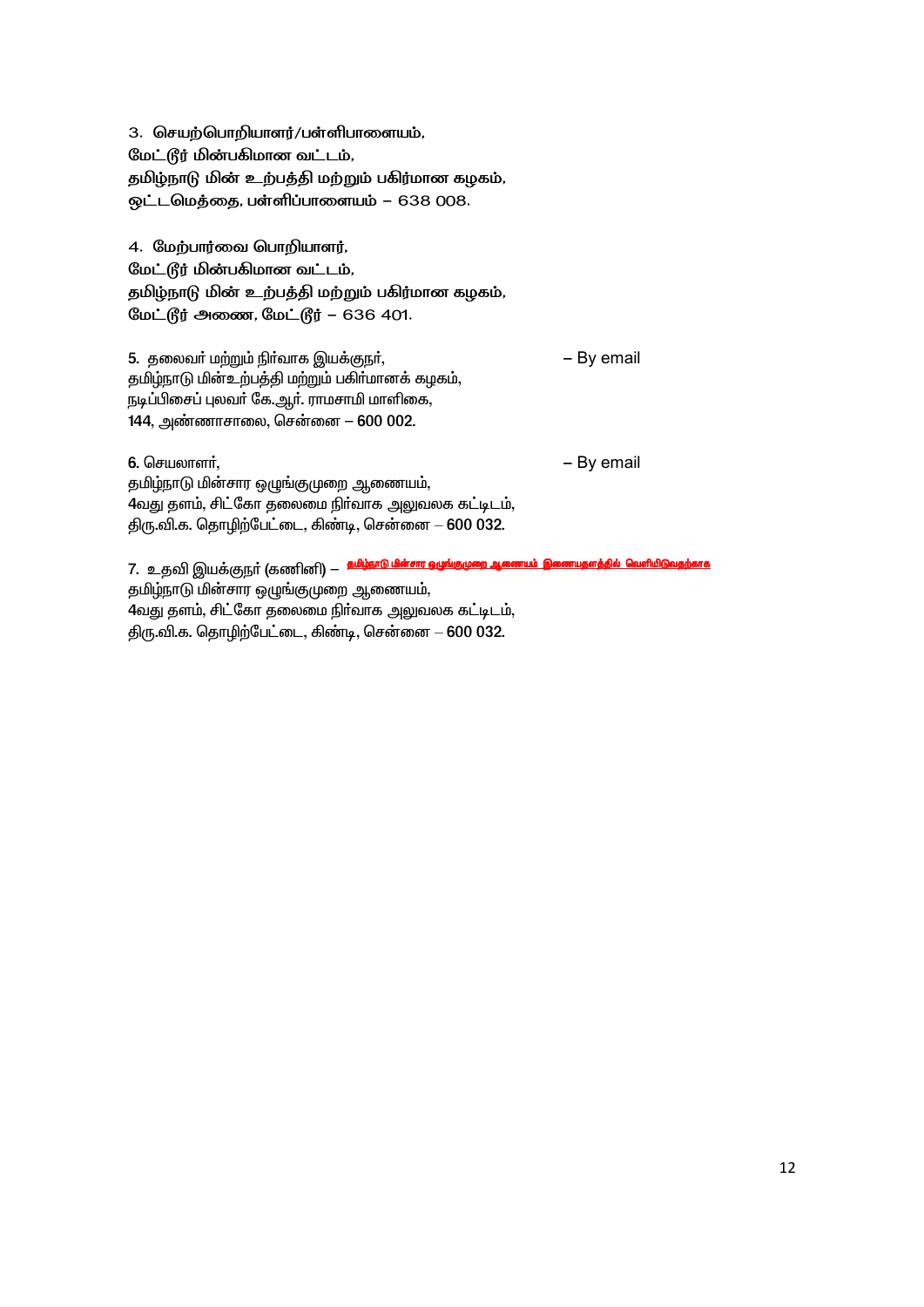3. செயற்பொறியாளர்/பள்ளிபாளையம்,
மேட்டூர் மின்பகிமான வட்டம்,
தமிழ்நாடு மின் உற்பத்தி மற்றும் பகிர்மான கழகம்,
ஒட்டமெத்தை, பள்ளிப்பாளையம் – 638 008.

4. மேற்பார்வை பொறியாளர்,
மேட்டூர் மின்பகிமான வட்டம்,
தமிழ்நாடு மின் உற்பத்தி மற்றும் பகிர்மான கழகம்,
மேட்டூர் அணை, மேட்டூர் – 636 401.

5. தலைவர் மற்றும் நிர்வாக இயக்குநர், – By email
தமிழ்நாடு மின்உற்பத்தி மற்றும் பகிர்மானக் கழகம்,
நடிப்பிசைப் புலவர் கே.ஆர். ராமசாமி மாளிகை,
144, அண்ணாசாலை, சென்னை – 600 002.

6. செயலாளர், – By email
தமிழ்நாடு மின்சார ஒழுங்குமுறை ஆணையம்,
4வது தளம், சிட்கோ தலைமை நிர்வாக அலுவலக கட்டிடம்,
திரு.வி.க. தொழிற்பேட்டை, கிண்டி, சென்னை – 600 032.

7. உதவி இயக்குநர் (கணினி) – தமிழ்நாடு மின்சார ஒழுங்குமுறை ஆணையம் இணையதளத்தில் வெளியிடுவதற்காக
தமிழ்நாடு மின்சார ஒழுங்குமுறை ஆணையம்,
4வது தளம், சிட்கோ தலைமை நிர்வாக அலுவலக கட்டிடம்,
திரு.வி.க. தொழிற்பேட்டை, கிண்டி, சென்னை – 600 032.